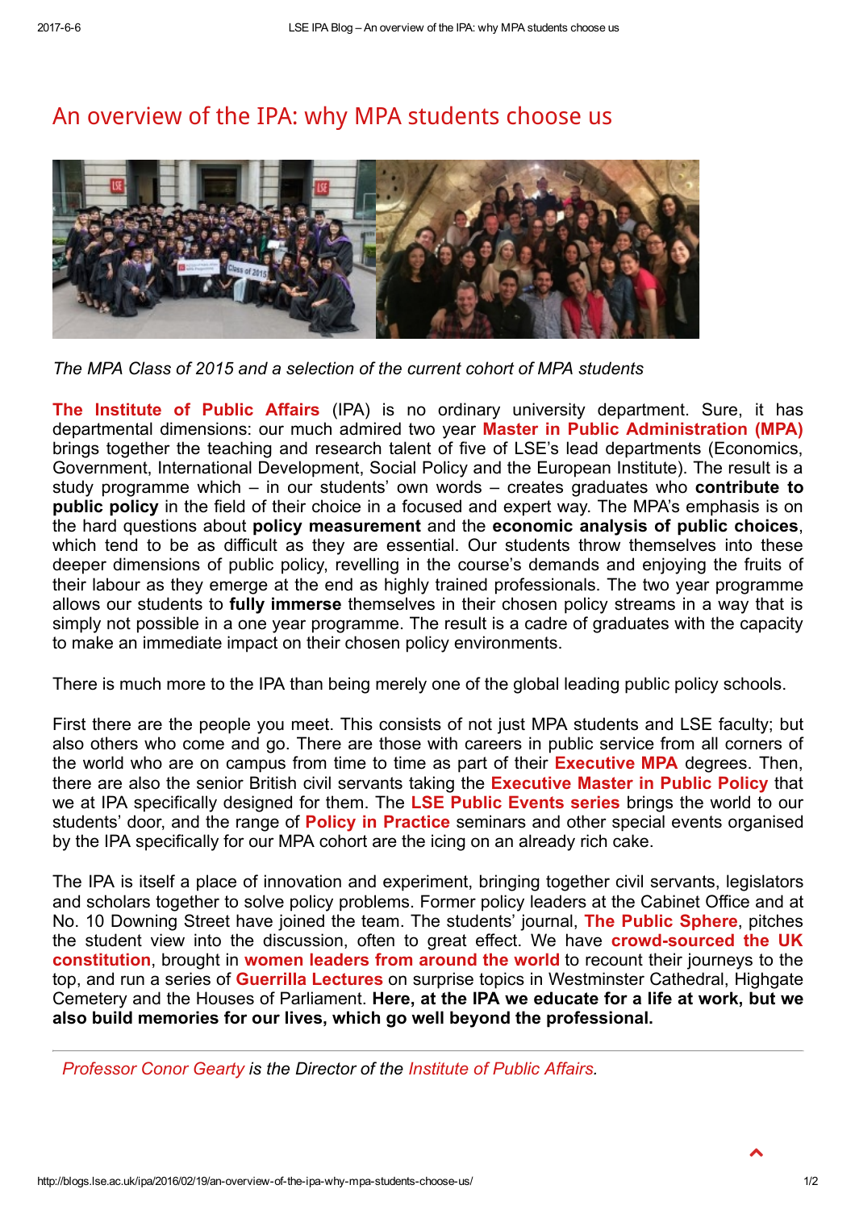# An overview of the IPA: why MPA students choose us

*The MPA Class of 2015 and a selection of the current cohort of MPA students*

**The Institute of Public Affairs** (IPA) is no ordinary university department. Sure, it has departmental dimensions: our much admired two year **Master in Public Administration (MPA)** brings together the teaching and research talent of five of LSE's lead departments (Economics, Government, International Development, Social Policy and the European Institute). The result is a study programme which – in our students' own words – creates graduates who **contribute to public policy** in the field of their choice in a focused and expert way. The MPA's emphasis is on the hard questions about **policy measurement** and the **economic analysis of public choices**, which tend to be as difficult as they are essential. Our students throw themselves into these deeper dimensions of public policy, revelling in the course's demands and enjoying the fruits of their labour as they emerge at the end as highly trained professionals. The two year programme allows our students to **fully immerse** themselves in their chosen policy streams in a way that is simply not possible in a one year programme. The result is a cadre of graduates with the capacity to make an immediate impact on their chosen policy environments.

There is much more to the IPA than being merely one of the global leading public policy schools.

First there are the people you meet. This consists of not just MPA students and LSE faculty; but also others who come and go. There are those with careers in public service from all corners of the world who are on campus from time to time as part of their **Executive MPA** degrees. Then, there are also the senior British civil servants taking the **Executive Master in Public Policy** that we at IPA specifically designed for them. The **LSE Public Events series** brings the world to our students' door, and the range of **Policy in Practice** seminars and other special events organised by the IPA specifically for our MPA cohort are the icing on an already rich cake.

The IPA is itself a place of innovation and experiment, bringing together civil servants, legislators and scholars together to solve policy problems. Former policy leaders at the Cabinet Office and at No. 10 Downing Street have joined the team. The students' journal, **The Public Sphere**, pitches the student view into the discussion, often to great effect. We have **crowd-sourced the UK constitution**, brought in **women leaders from around the world** to recount their journeys to the top, and run a series of **Guerrilla Lectures** on surprise topics in Westminster Cathedral, Highgate Cemetery and the Houses of Parliament. **Here, at the IPA we educate for a life at work, but we also build memories for our lives, which go well beyond the professional.**

---

*Professor Conor Gearty is the Director of the Institute of Public Affairs.*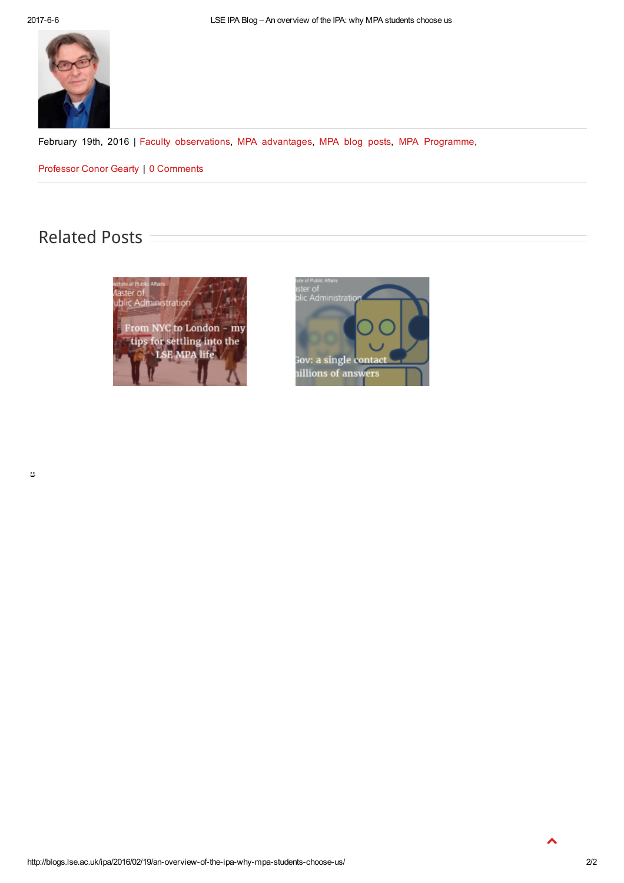February 19th, 2016 | Faculty observations, MPA advantages, MPA blog posts, MPA Programme, Professor Conor Gearty | 0 Comments

## Related Posts